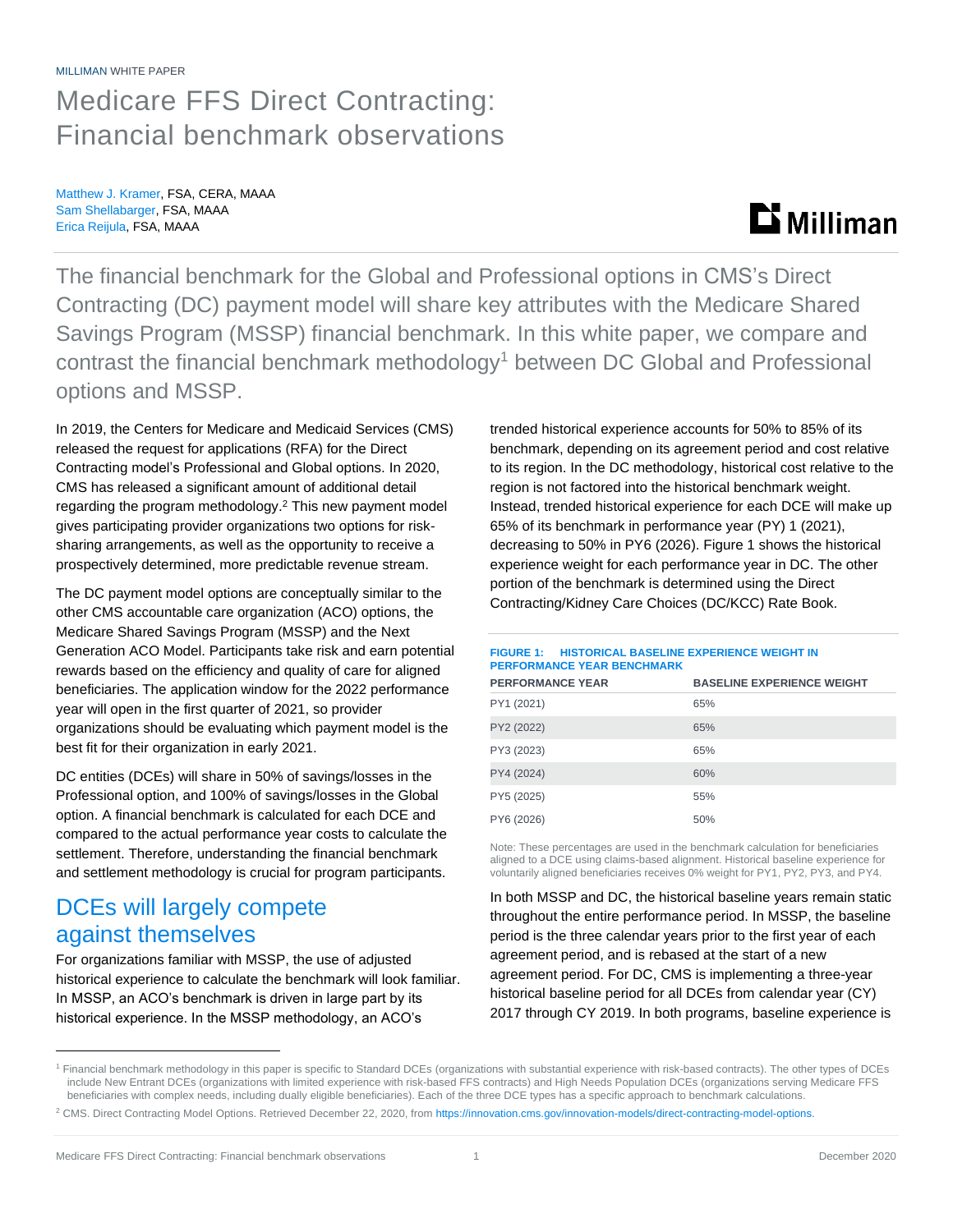MILLIMAN WHITE PAPER

# Medicare FFS Direct Contracting: Financial benchmark observations

Matthew J. Kramer, FSA, CERA, MAAA
Sam Shellabarger, FSA, MAAA
Erica Reijula, FSA, MAAA

The financial benchmark for the Global and Professional options in CMS's Direct Contracting (DC) payment model will share key attributes with the Medicare Shared Savings Program (MSSP) financial benchmark. In this white paper, we compare and contrast the financial benchmark methodology[1] between DC Global and Professional options and MSSP.

In 2019, the Centers for Medicare and Medicaid Services (CMS) released the request for applications (RFA) for the Direct Contracting model's Professional and Global options. In 2020, CMS has released a significant amount of additional detail regarding the program methodology.[2] This new payment model gives participating provider organizations two options for risk-sharing arrangements, as well as the opportunity to receive a prospectively determined, more predictable revenue stream.

The DC payment model options are conceptually similar to the other CMS accountable care organization (ACO) options, the Medicare Shared Savings Program (MSSP) and the Next Generation ACO Model. Participants take risk and earn potential rewards based on the efficiency and quality of care for aligned beneficiaries. The application window for the 2022 performance year will open in the first quarter of 2021, so provider organizations should be evaluating which payment model is the best fit for their organization in early 2021.

DC entities (DCEs) will share in 50% of savings/losses in the Professional option, and 100% of savings/losses in the Global option. A financial benchmark is calculated for each DCE and compared to the actual performance year costs to calculate the settlement. Therefore, understanding the financial benchmark and settlement methodology is crucial for program participants.

## DCEs will largely compete against themselves

For organizations familiar with MSSP, the use of adjusted historical experience to calculate the benchmark will look familiar. In MSSP, an ACO's benchmark is driven in large part by its historical experience. In the MSSP methodology, an ACO's trended historical experience accounts for 50% to 85% of its benchmark, depending on its agreement period and cost relative to its region. In the DC methodology, historical cost relative to the region is not factored into the historical benchmark weight. Instead, trended historical experience for each DCE will make up 65% of its benchmark in performance year (PY) 1 (2021), decreasing to 50% in PY6 (2026). Figure 1 shows the historical experience weight for each performance year in DC. The other portion of the benchmark is determined using the Direct Contracting/Kidney Care Choices (DC/KCC) Rate Book.

**FIGURE 1: HISTORICAL BASELINE EXPERIENCE WEIGHT IN PERFORMANCE YEAR BENCHMARK**

| PERFORMANCE YEAR | BASELINE EXPERIENCE WEIGHT |
|---|---|
| PY1 (2021) | 65% |
| PY2 (2022) | 65% |
| PY3 (2023) | 65% |
| PY4 (2024) | 60% |
| PY5 (2025) | 55% |
| PY6 (2026) | 50% |

Note: These percentages are used in the benchmark calculation for beneficiaries aligned to a DCE using claims-based alignment. Historical baseline experience for voluntarily aligned beneficiaries receives 0% weight for PY1, PY2, PY3, and PY4.

In both MSSP and DC, the historical baseline years remain static throughout the entire performance period. In MSSP, the baseline period is the three calendar years prior to the first year of each agreement period, and is rebased at the start of a new agreement period. For DC, CMS is implementing a three-year historical baseline period for all DCEs from calendar year (CY) 2017 through CY 2019. In both programs, baseline experience is

---

[1] Financial benchmark methodology in this paper is specific to Standard DCEs (organizations with substantial experience with risk-based contracts). The other types of DCEs include New Entrant DCEs (organizations with limited experience with risk-based FFS contracts) and High Needs Population DCEs (organizations serving Medicare FFS beneficiaries with complex needs, including dually eligible beneficiaries). Each of the three DCE types has a specific approach to benchmark calculations.

[2] CMS. Direct Contracting Model Options. Retrieved December 22, 2020, from https://innovation.cms.gov/innovation-models/direct-contracting-model-options.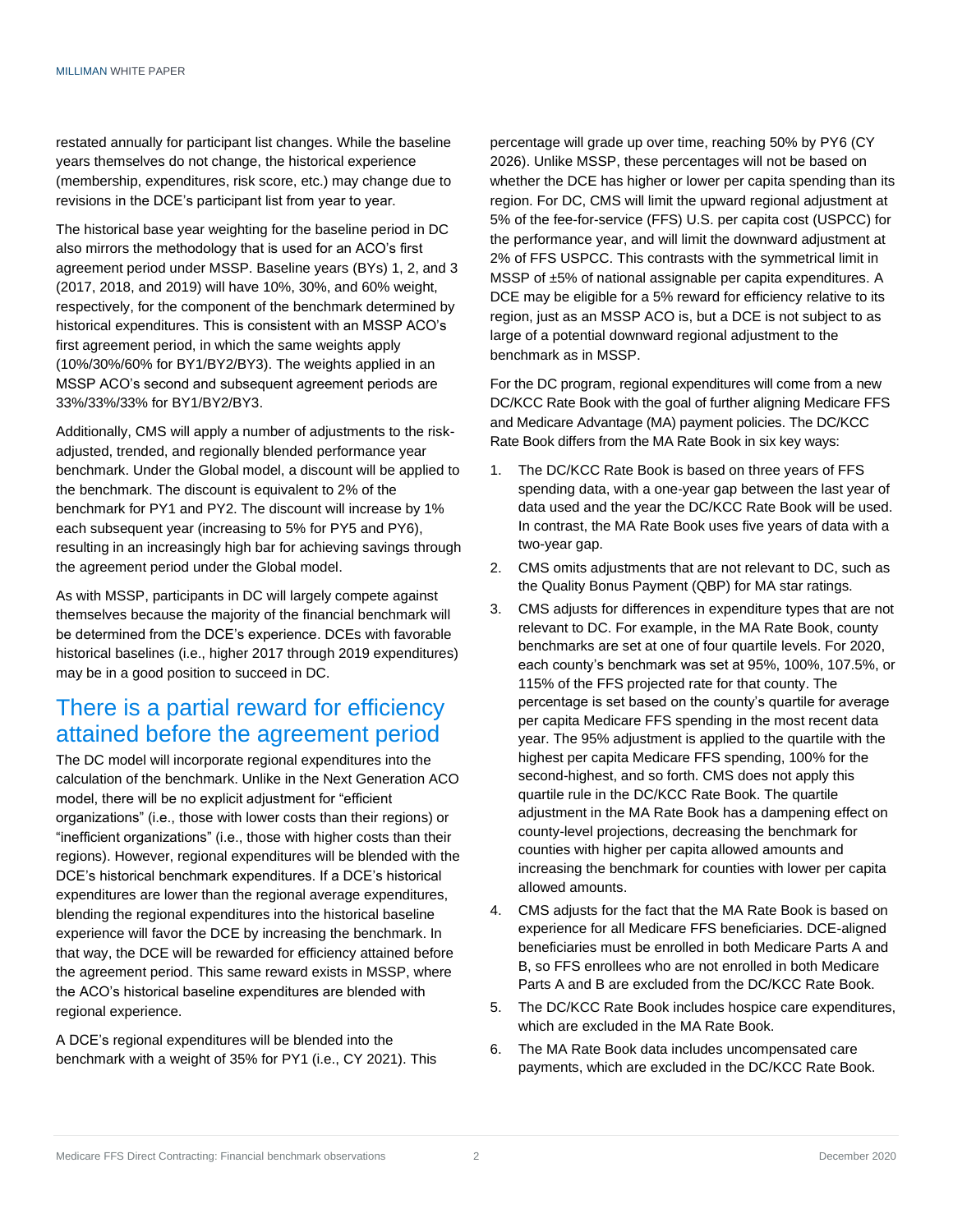restated annually for participant list changes. While the baseline years themselves do not change, the historical experience (membership, expenditures, risk score, etc.) may change due to revisions in the DCE's participant list from year to year.

The historical base year weighting for the baseline period in DC also mirrors the methodology that is used for an ACO's first agreement period under MSSP. Baseline years (BYs) 1, 2, and 3 (2017, 2018, and 2019) will have 10%, 30%, and 60% weight, respectively, for the component of the benchmark determined by historical expenditures. This is consistent with an MSSP ACO's first agreement period, in which the same weights apply (10%/30%/60% for BY1/BY2/BY3). The weights applied in an MSSP ACO's second and subsequent agreement periods are 33%/33%/33% for BY1/BY2/BY3.

Additionally, CMS will apply a number of adjustments to the risk-adjusted, trended, and regionally blended performance year benchmark. Under the Global model, a discount will be applied to the benchmark. The discount is equivalent to 2% of the benchmark for PY1 and PY2. The discount will increase by 1% each subsequent year (increasing to 5% for PY5 and PY6), resulting in an increasingly high bar for achieving savings through the agreement period under the Global model.

As with MSSP, participants in DC will largely compete against themselves because the majority of the financial benchmark will be determined from the DCE's experience. DCEs with favorable historical baselines (i.e., higher 2017 through 2019 expenditures) may be in a good position to succeed in DC.

## There is a partial reward for efficiency attained before the agreement period

The DC model will incorporate regional expenditures into the calculation of the benchmark. Unlike in the Next Generation ACO model, there will be no explicit adjustment for "efficient organizations" (i.e., those with lower costs than their regions) or "inefficient organizations" (i.e., those with higher costs than their regions). However, regional expenditures will be blended with the DCE's historical benchmark expenditures. If a DCE's historical expenditures are lower than the regional average expenditures, blending the regional expenditures into the historical baseline experience will favor the DCE by increasing the benchmark. In that way, the DCE will be rewarded for efficiency attained before the agreement period. This same reward exists in MSSP, where the ACO's historical baseline expenditures are blended with regional experience.

A DCE's regional expenditures will be blended into the benchmark with a weight of 35% for PY1 (i.e., CY 2021). This percentage will grade up over time, reaching 50% by PY6 (CY 2026). Unlike MSSP, these percentages will not be based on whether the DCE has higher or lower per capita spending than its region. For DC, CMS will limit the upward regional adjustment at 5% of the fee-for-service (FFS) U.S. per capita cost (USPCC) for the performance year, and will limit the downward adjustment at 2% of FFS USPCC. This contrasts with the symmetrical limit in MSSP of ±5% of national assignable per capita expenditures. A DCE may be eligible for a 5% reward for efficiency relative to its region, just as an MSSP ACO is, but a DCE is not subject to as large of a potential downward regional adjustment to the benchmark as in MSSP.

For the DC program, regional expenditures will come from a new DC/KCC Rate Book with the goal of further aligning Medicare FFS and Medicare Advantage (MA) payment policies. The DC/KCC Rate Book differs from the MA Rate Book in six key ways:

1. The DC/KCC Rate Book is based on three years of FFS spending data, with a one-year gap between the last year of data used and the year the DC/KCC Rate Book will be used. In contrast, the MA Rate Book uses five years of data with a two-year gap.
2. CMS omits adjustments that are not relevant to DC, such as the Quality Bonus Payment (QBP) for MA star ratings.
3. CMS adjusts for differences in expenditure types that are not relevant to DC. For example, in the MA Rate Book, county benchmarks are set at one of four quartile levels. For 2020, each county's benchmark was set at 95%, 100%, 107.5%, or 115% of the FFS projected rate for that county. The percentage is set based on the county's quartile for average per capita Medicare FFS spending in the most recent data year. The 95% adjustment is applied to the quartile with the highest per capita Medicare FFS spending, 100% for the second-highest, and so forth. CMS does not apply this quartile rule in the DC/KCC Rate Book. The quartile adjustment in the MA Rate Book has a dampening effect on county-level projections, decreasing the benchmark for counties with higher per capita allowed amounts and increasing the benchmark for counties with lower per capita allowed amounts.
4. CMS adjusts for the fact that the MA Rate Book is based on experience for all Medicare FFS beneficiaries. DCE-aligned beneficiaries must be enrolled in both Medicare Parts A and B, so FFS enrollees who are not enrolled in both Medicare Parts A and B are excluded from the DC/KCC Rate Book.
5. The DC/KCC Rate Book includes hospice care expenditures, which are excluded in the MA Rate Book.
6. The MA Rate Book data includes uncompensated care payments, which are excluded in the DC/KCC Rate Book.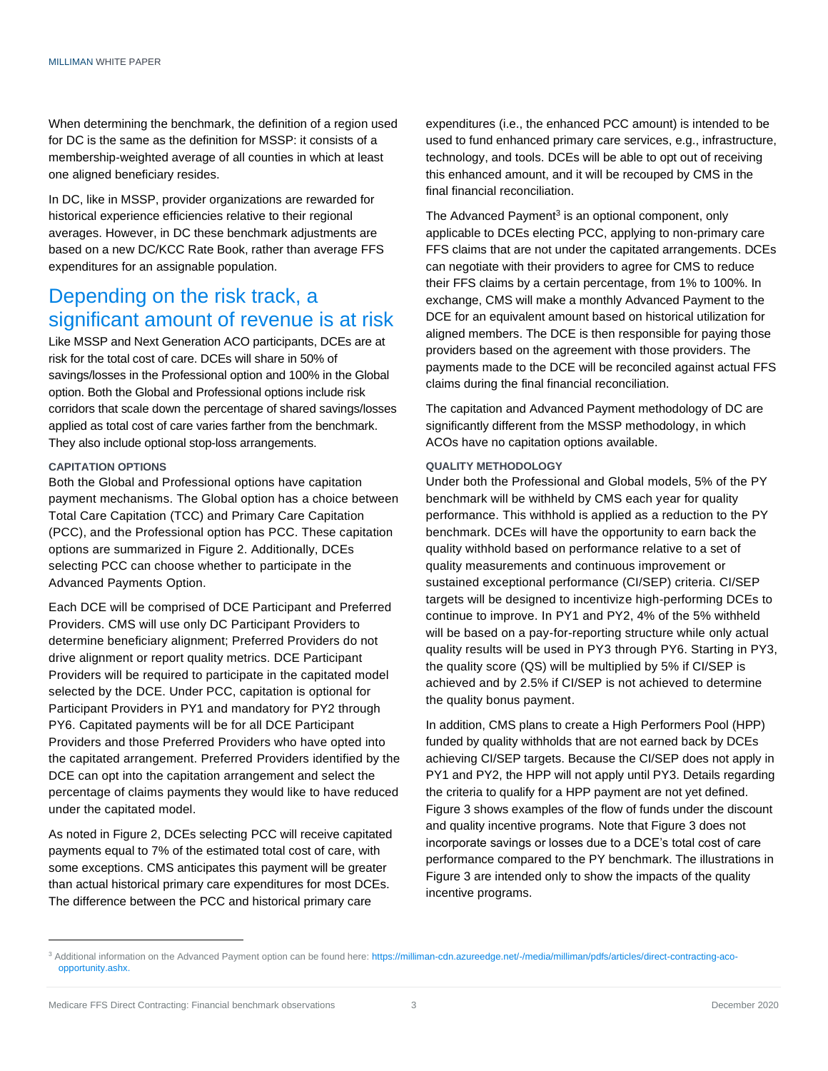When determining the benchmark, the definition of a region used for DC is the same as the definition for MSSP: it consists of a membership-weighted average of all counties in which at least one aligned beneficiary resides.

In DC, like in MSSP, provider organizations are rewarded for historical experience efficiencies relative to their regional averages. However, in DC these benchmark adjustments are based on a new DC/KCC Rate Book, rather than average FFS expenditures for an assignable population.

## Depending on the risk track, a significant amount of revenue is at risk

Like MSSP and Next Generation ACO participants, DCEs are at risk for the total cost of care. DCEs will share in 50% of savings/losses in the Professional option and 100% in the Global option. Both the Global and Professional options include risk corridors that scale down the percentage of shared savings/losses applied as total cost of care varies farther from the benchmark. They also include optional stop-loss arrangements.

### CAPITATION OPTIONS

Both the Global and Professional options have capitation payment mechanisms. The Global option has a choice between Total Care Capitation (TCC) and Primary Care Capitation (PCC), and the Professional option has PCC. These capitation options are summarized in Figure 2. Additionally, DCEs selecting PCC can choose whether to participate in the Advanced Payments Option.

Each DCE will be comprised of DCE Participant and Preferred Providers. CMS will use only DC Participant Providers to determine beneficiary alignment; Preferred Providers do not drive alignment or report quality metrics. DCE Participant Providers will be required to participate in the capitated model selected by the DCE. Under PCC, capitation is optional for Participant Providers in PY1 and mandatory for PY2 through PY6. Capitated payments will be for all DCE Participant Providers and those Preferred Providers who have opted into the capitated arrangement. Preferred Providers identified by the DCE can opt into the capitation arrangement and select the percentage of claims payments they would like to have reduced under the capitated model.

As noted in Figure 2, DCEs selecting PCC will receive capitated payments equal to 7% of the estimated total cost of care, with some exceptions. CMS anticipates this payment will be greater than actual historical primary care expenditures for most DCEs. The difference between the PCC and historical primary care expenditures (i.e., the enhanced PCC amount) is intended to be used to fund enhanced primary care services, e.g., infrastructure, technology, and tools. DCEs will be able to opt out of receiving this enhanced amount, and it will be recouped by CMS in the final financial reconciliation.

The Advanced Payment[3] is an optional component, only applicable to DCEs electing PCC, applying to non-primary care FFS claims that are not under the capitated arrangements. DCEs can negotiate with their providers to agree for CMS to reduce their FFS claims by a certain percentage, from 1% to 100%. In exchange, CMS will make a monthly Advanced Payment to the DCE for an equivalent amount based on historical utilization for aligned members. The DCE is then responsible for paying those providers based on the agreement with those providers. The payments made to the DCE will be reconciled against actual FFS claims during the final financial reconciliation.

The capitation and Advanced Payment methodology of DC are significantly different from the MSSP methodology, in which ACOs have no capitation options available.

### QUALITY METHODOLOGY

Under both the Professional and Global models, 5% of the PY benchmark will be withheld by CMS each year for quality performance. This withhold is applied as a reduction to the PY benchmark. DCEs will have the opportunity to earn back the quality withhold based on performance relative to a set of quality measurements and continuous improvement or sustained exceptional performance (CI/SEP) criteria. CI/SEP targets will be designed to incentivize high-performing DCEs to continue to improve. In PY1 and PY2, 4% of the 5% withheld will be based on a pay-for-reporting structure while only actual quality results will be used in PY3 through PY6. Starting in PY3, the quality score (QS) will be multiplied by 5% if CI/SEP is achieved and by 2.5% if CI/SEP is not achieved to determine the quality bonus payment.

In addition, CMS plans to create a High Performers Pool (HPP) funded by quality withholds that are not earned back by DCEs achieving CI/SEP targets. Because the CI/SEP does not apply in PY1 and PY2, the HPP will not apply until PY3. Details regarding the criteria to qualify for a HPP payment are not yet defined. Figure 3 shows examples of the flow of funds under the discount and quality incentive programs. Note that Figure 3 does not incorporate savings or losses due to a DCE's total cost of care performance compared to the PY benchmark. The illustrations in Figure 3 are intended only to show the impacts of the quality incentive programs.

---

[3] Additional information on the Advanced Payment option can be found here: https://milliman-cdn.azureedge.net/-/media/milliman/pdfs/articles/direct-contracting-aco-opportunity.ashx.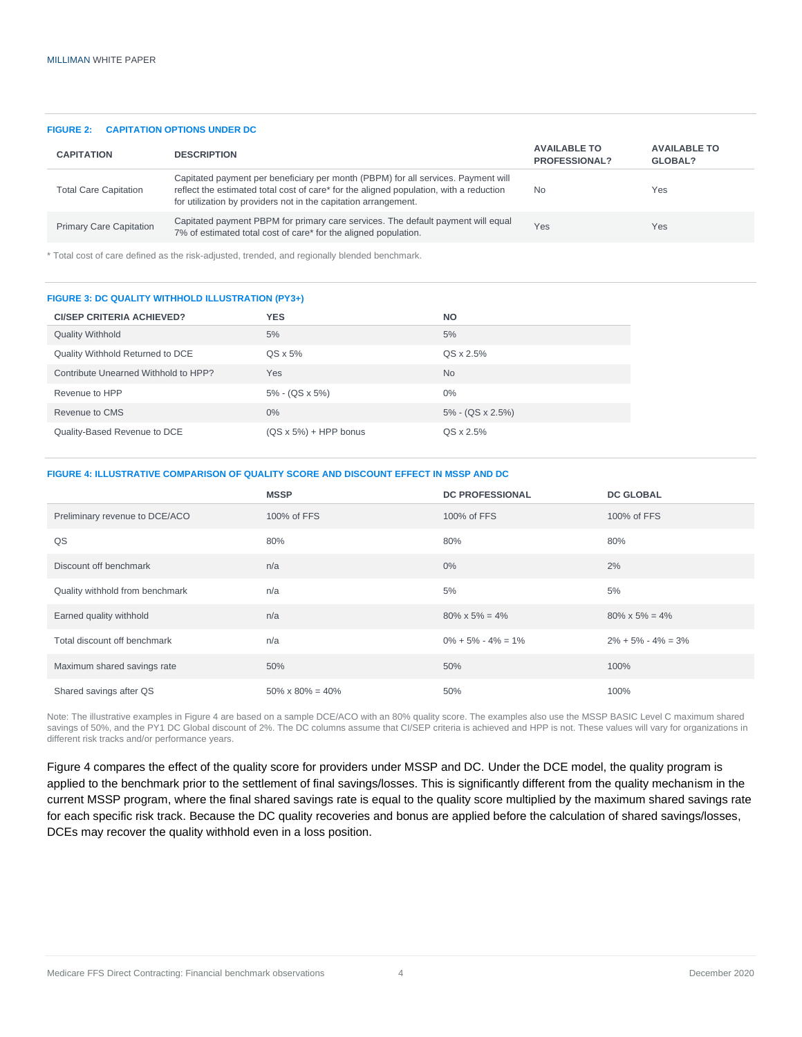**FIGURE 2: CAPITATION OPTIONS UNDER DC**

| CAPITATION | DESCRIPTION | AVAILABLE TO PROFESSIONAL? | AVAILABLE TO GLOBAL? |
|---|---|---|---|
| Total Care Capitation | Capitated payment per beneficiary per month (PBPM) for all services. Payment will reflect the estimated total cost of care* for the aligned population, with a reduction for utilization by providers not in the capitation arrangement. | No | Yes |
| Primary Care Capitation | Capitated payment PBPM for primary care services. The default payment will equal 7% of estimated total cost of care* for the aligned population. | Yes | Yes |

\* Total cost of care defined as the risk-adjusted, trended, and regionally blended benchmark.

**FIGURE 3: DC QUALITY WITHHOLD ILLUSTRATION (PY3+)**

| CI/SEP CRITERIA ACHIEVED? | YES | NO |
|---|---|---|
| Quality Withhold | 5% | 5% |
| Quality Withhold Returned to DCE | QS x 5% | QS x 2.5% |
| Contribute Unearned Withhold to HPP? | Yes | No |
| Revenue to HPP | 5% - (QS x 5%) | 0% |
| Revenue to CMS | 0% | 5% - (QS x 2.5%) |
| Quality-Based Revenue to DCE | (QS x 5%) + HPP bonus | QS x 2.5% |

**FIGURE 4: ILLUSTRATIVE COMPARISON OF QUALITY SCORE AND DISCOUNT EFFECT IN MSSP AND DC**

| | MSSP | DC PROFESSIONAL | DC GLOBAL |
|---|---|---|---|
| Preliminary revenue to DCE/ACO | 100% of FFS | 100% of FFS | 100% of FFS |
| QS | 80% | 80% | 80% |
| Discount off benchmark | n/a | 0% | 2% |
| Quality withhold from benchmark | n/a | 5% | 5% |
| Earned quality withhold | n/a | 80% x 5% = 4% | 80% x 5% = 4% |
| Total discount off benchmark | n/a | 0% + 5% - 4% = 1% | 2% + 5% - 4% = 3% |
| Maximum shared savings rate | 50% | 50% | 100% |
| Shared savings after QS | 50% x 80% = 40% | 50% | 100% |

Note: The illustrative examples in Figure 4 are based on a sample DCE/ACO with an 80% quality score. The examples also use the MSSP BASIC Level C maximum shared savings of 50%, and the PY1 DC Global discount of 2%. The DC columns assume that CI/SEP criteria is achieved and HPP is not. These values will vary for organizations in different risk tracks and/or performance years.

Figure 4 compares the effect of the quality score for providers under MSSP and DC. Under the DCE model, the quality program is applied to the benchmark prior to the settlement of final savings/losses. This is significantly different from the quality mechanism in the current MSSP program, where the final shared savings rate is equal to the quality score multiplied by the maximum shared savings rate for each specific risk track. Because the DC quality recoveries and bonus are applied before the calculation of shared savings/losses, DCEs may recover the quality withhold even in a loss position.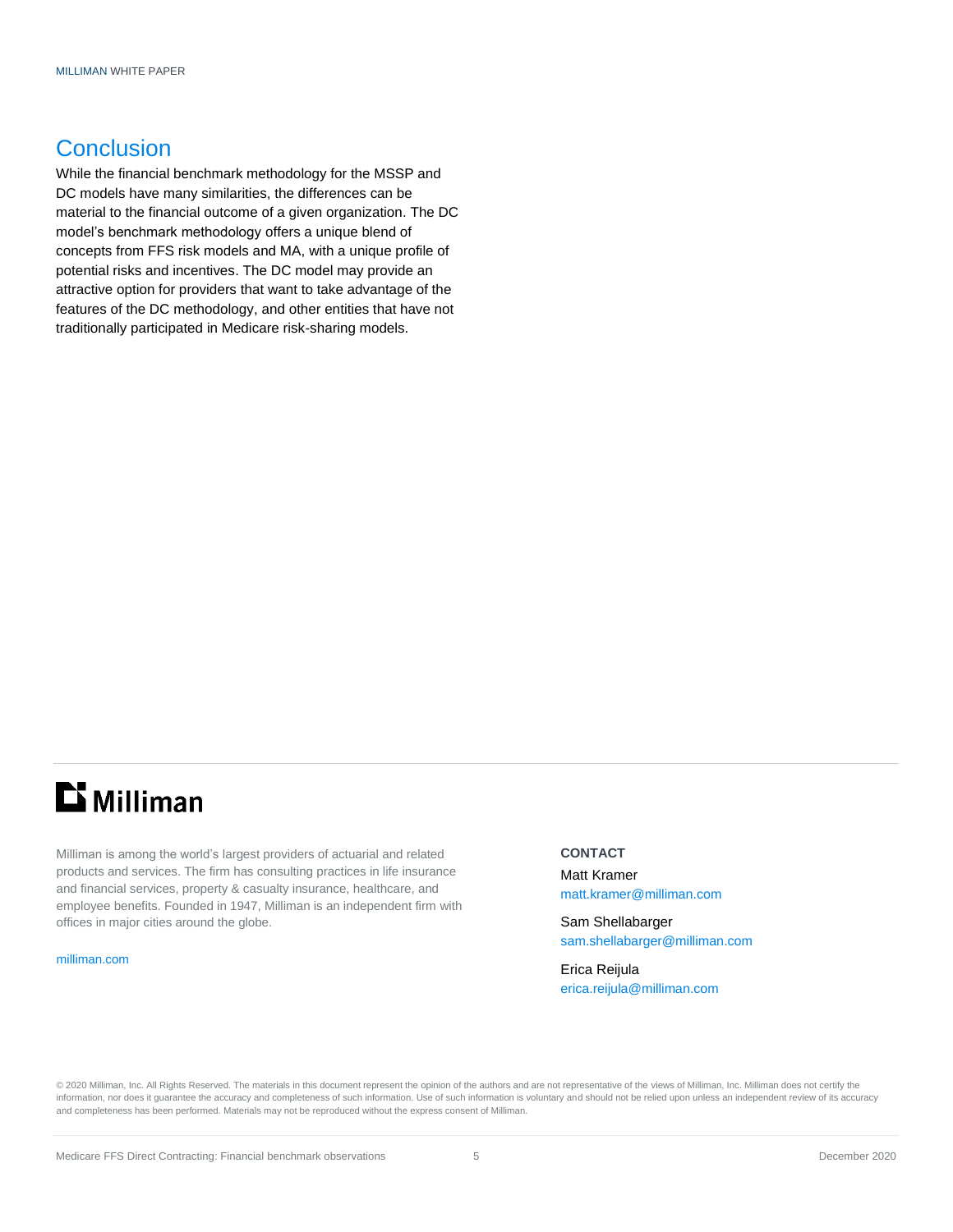## Conclusion

While the financial benchmark methodology for the MSSP and DC models have many similarities, the differences can be material to the financial outcome of a given organization. The DC model's benchmark methodology offers a unique blend of concepts from FFS risk models and MA, with a unique profile of potential risks and incentives. The DC model may provide an attractive option for providers that want to take advantage of the features of the DC methodology, and other entities that have not traditionally participated in Medicare risk-sharing models.

**Milliman**

Milliman is among the world's largest providers of actuarial and related products and services. The firm has consulting practices in life insurance and financial services, property & casualty insurance, healthcare, and employee benefits. Founded in 1947, Milliman is an independent firm with offices in major cities around the globe.

milliman.com

**CONTACT**

Matt Kramer
matt.kramer@milliman.com

Sam Shellabarger
sam.shellabarger@milliman.com

Erica Reijula
erica.reijula@milliman.com

© 2020 Milliman, Inc. All Rights Reserved. The materials in this document represent the opinion of the authors and are not representative of the views of Milliman, Inc. Milliman does not certify the information, nor does it guarantee the accuracy and completeness of such information. Use of such information is voluntary and should not be relied upon unless an independent review of its accuracy and completeness has been performed. Materials may not be reproduced without the express consent of Milliman.